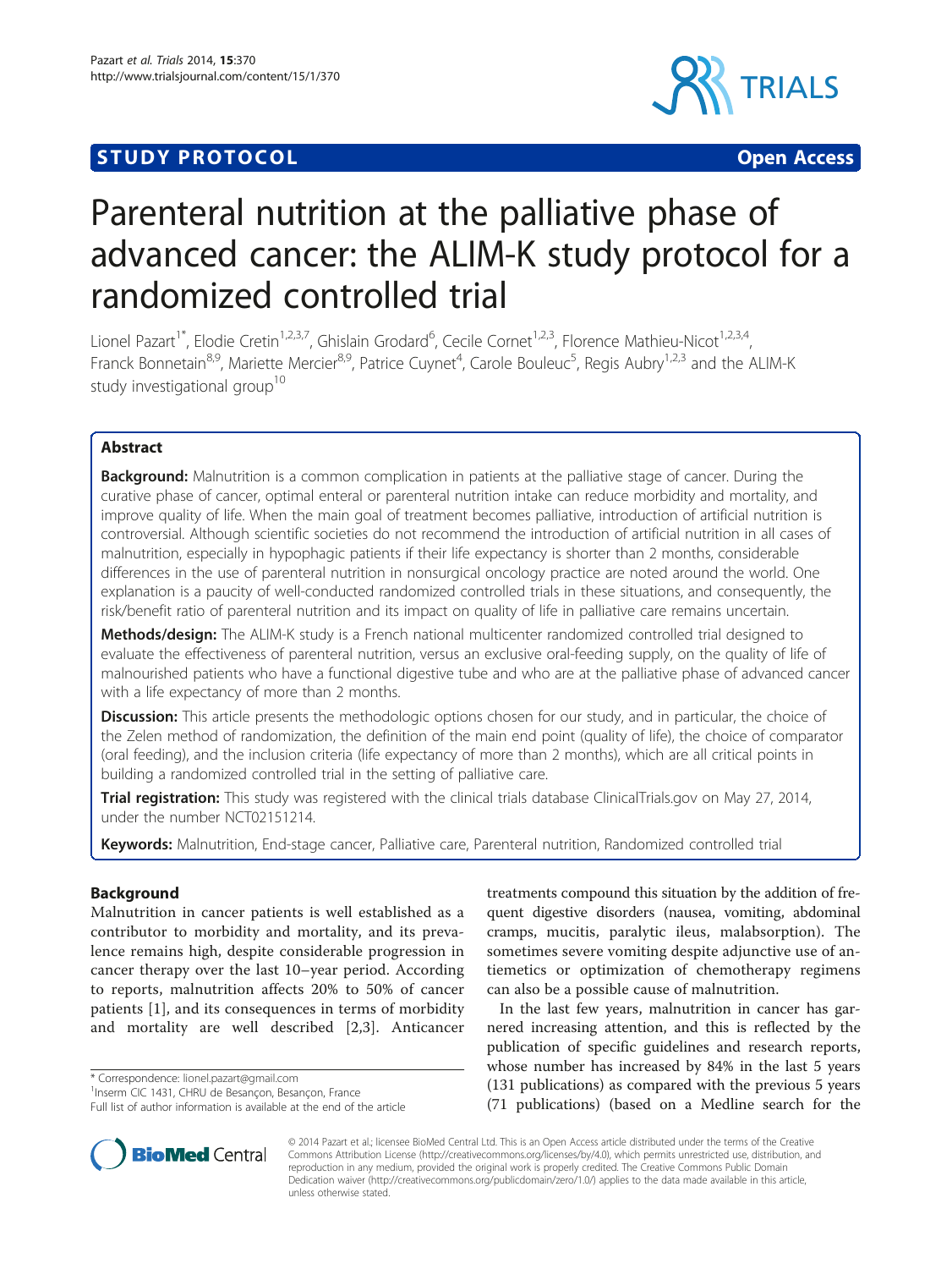STUDY PROTOCOL Open Access

# Parenteral nutrition at the palliative phase of advanced cancer: the ALIM-K study protocol for a randomized controlled trial

Lionel Pazart[1*], Elodie Cretin[1,2,3,7], Ghislain Grodard[6], Cecile Cornet[1,2,3], Florence Mathieu-Nicot[1,2,3,4], Franck Bonnetain[8,9], Mariette Mercier[8,9], Patrice Cuynet[4], Carole Bouleuc[5], Regis Aubry[1,2,3] and the ALIM-K study investigational group[10]

## Abstract

**Background:** Malnutrition is a common complication in patients at the palliative stage of cancer. During the curative phase of cancer, optimal enteral or parenteral nutrition intake can reduce morbidity and mortality, and improve quality of life. When the main goal of treatment becomes palliative, introduction of artificial nutrition is controversial. Although scientific societies do not recommend the introduction of artificial nutrition in all cases of malnutrition, especially in hypophagic patients if their life expectancy is shorter than 2 months, considerable differences in the use of parenteral nutrition in nonsurgical oncology practice are noted around the world. One explanation is a paucity of well-conducted randomized controlled trials in these situations, and consequently, the risk/benefit ratio of parenteral nutrition and its impact on quality of life in palliative care remains uncertain.

**Methods/design:** The ALIM-K study is a French national multicenter randomized controlled trial designed to evaluate the effectiveness of parenteral nutrition, versus an exclusive oral-feeding supply, on the quality of life of malnourished patients who have a functional digestive tube and who are at the palliative phase of advanced cancer with a life expectancy of more than 2 months.

**Discussion:** This article presents the methodologic options chosen for our study, and in particular, the choice of the Zelen method of randomization, the definition of the main end point (quality of life), the choice of comparator (oral feeding), and the inclusion criteria (life expectancy of more than 2 months), which are all critical points in building a randomized controlled trial in the setting of palliative care.

**Trial registration:** This study was registered with the clinical trials database ClinicalTrials.gov on May 27, 2014, under the number NCT02151214.

**Keywords:** Malnutrition, End-stage cancer, Palliative care, Parenteral nutrition, Randomized controlled trial

## Background

Malnutrition in cancer patients is well established as a contributor to morbidity and mortality, and its prevalence remains high, despite considerable progression in cancer therapy over the last 10–year period. According to reports, malnutrition affects 20% to 50% of cancer patients [1], and its consequences in terms of morbidity and mortality are well described [2,3]. Anticancer treatments compound this situation by the addition of frequent digestive disorders (nausea, vomiting, abdominal cramps, mucitis, paralytic ileus, malabsorption). The sometimes severe vomiting despite adjunctive use of antiemetics or optimization of chemotherapy regimens can also be a possible cause of malnutrition.

In the last few years, malnutrition in cancer has garnered increasing attention, and this is reflected by the publication of specific guidelines and research reports, whose number has increased by 84% in the last 5 years (131 publications) as compared with the previous 5 years (71 publications) (based on a Medline search for the

\* Correspondence: lionel.pazart@gmail.com
[1]Inserm CIC 1431, CHRU de Besançon, Besançon, France
Full list of author information is available at the end of the article

© 2014 Pazart et al.; licensee BioMed Central Ltd. This is an Open Access article distributed under the terms of the Creative Commons Attribution License (http://creativecommons.org/licenses/by/4.0), which permits unrestricted use, distribution, and reproduction in any medium, provided the original work is properly credited. The Creative Commons Public Domain Dedication waiver (http://creativecommons.org/publicdomain/zero/1.0/) applies to the data made available in this article, unless otherwise stated.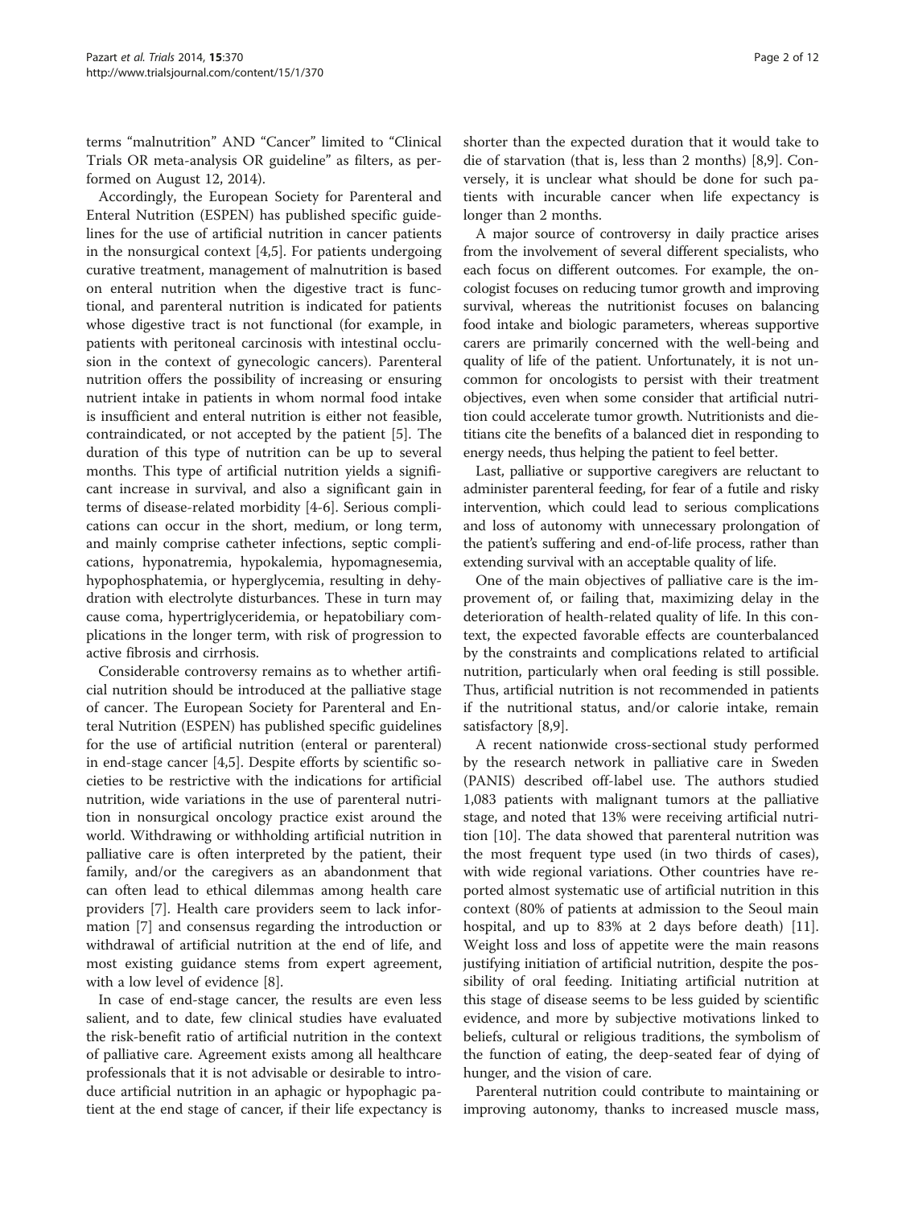terms “malnutrition” AND “Cancer” limited to “Clinical Trials OR meta-analysis OR guideline” as filters, as performed on August 12, 2014).

Accordingly, the European Society for Parenteral and Enteral Nutrition (ESPEN) has published specific guidelines for the use of artificial nutrition in cancer patients in the nonsurgical context [4,5]. For patients undergoing curative treatment, management of malnutrition is based on enteral nutrition when the digestive tract is functional, and parenteral nutrition is indicated for patients whose digestive tract is not functional (for example, in patients with peritoneal carcinosis with intestinal occlusion in the context of gynecologic cancers). Parenteral nutrition offers the possibility of increasing or ensuring nutrient intake in patients in whom normal food intake is insufficient and enteral nutrition is either not feasible, contraindicated, or not accepted by the patient [5]. The duration of this type of nutrition can be up to several months. This type of artificial nutrition yields a significant increase in survival, and also a significant gain in terms of disease-related morbidity [4-6]. Serious complications can occur in the short, medium, or long term, and mainly comprise catheter infections, septic complications, hyponatremia, hypokalemia, hypomagnesemia, hypophosphatemia, or hyperglycemia, resulting in dehydration with electrolyte disturbances. These in turn may cause coma, hypertriglyceridemia, or hepatobiliary complications in the longer term, with risk of progression to active fibrosis and cirrhosis.

Considerable controversy remains as to whether artificial nutrition should be introduced at the palliative stage of cancer. The European Society for Parenteral and Enteral Nutrition (ESPEN) has published specific guidelines for the use of artificial nutrition (enteral or parenteral) in end-stage cancer [4,5]. Despite efforts by scientific societies to be restrictive with the indications for artificial nutrition, wide variations in the use of parenteral nutrition in nonsurgical oncology practice exist around the world. Withdrawing or withholding artificial nutrition in palliative care is often interpreted by the patient, their family, and/or the caregivers as an abandonment that can often lead to ethical dilemmas among health care providers [7]. Health care providers seem to lack information [7] and consensus regarding the introduction or withdrawal of artificial nutrition at the end of life, and most existing guidance stems from expert agreement, with a low level of evidence [8].

In case of end-stage cancer, the results are even less salient, and to date, few clinical studies have evaluated the risk-benefit ratio of artificial nutrition in the context of palliative care. Agreement exists among all healthcare professionals that it is not advisable or desirable to introduce artificial nutrition in an aphagic or hypophagic patient at the end stage of cancer, if their life expectancy is shorter than the expected duration that it would take to die of starvation (that is, less than 2 months) [8,9]. Conversely, it is unclear what should be done for such patients with incurable cancer when life expectancy is longer than 2 months.

A major source of controversy in daily practice arises from the involvement of several different specialists, who each focus on different outcomes. For example, the oncologist focuses on reducing tumor growth and improving survival, whereas the nutritionist focuses on balancing food intake and biologic parameters, whereas supportive carers are primarily concerned with the well-being and quality of life of the patient. Unfortunately, it is not uncommon for oncologists to persist with their treatment objectives, even when some consider that artificial nutrition could accelerate tumor growth. Nutritionists and dietitians cite the benefits of a balanced diet in responding to energy needs, thus helping the patient to feel better.

Last, palliative or supportive caregivers are reluctant to administer parenteral feeding, for fear of a futile and risky intervention, which could lead to serious complications and loss of autonomy with unnecessary prolongation of the patient’s suffering and end-of-life process, rather than extending survival with an acceptable quality of life.

One of the main objectives of palliative care is the improvement of, or failing that, maximizing delay in the deterioration of health-related quality of life. In this context, the expected favorable effects are counterbalanced by the constraints and complications related to artificial nutrition, particularly when oral feeding is still possible. Thus, artificial nutrition is not recommended in patients if the nutritional status, and/or calorie intake, remain satisfactory [8,9].

A recent nationwide cross-sectional study performed by the research network in palliative care in Sweden (PANIS) described off-label use. The authors studied 1,083 patients with malignant tumors at the palliative stage, and noted that 13% were receiving artificial nutrition [10]. The data showed that parenteral nutrition was the most frequent type used (in two thirds of cases), with wide regional variations. Other countries have reported almost systematic use of artificial nutrition in this context (80% of patients at admission to the Seoul main hospital, and up to 83% at 2 days before death) [11]. Weight loss and loss of appetite were the main reasons justifying initiation of artificial nutrition, despite the possibility of oral feeding. Initiating artificial nutrition at this stage of disease seems to be less guided by scientific evidence, and more by subjective motivations linked to beliefs, cultural or religious traditions, the symbolism of the function of eating, the deep-seated fear of dying of hunger, and the vision of care.

Parenteral nutrition could contribute to maintaining or improving autonomy, thanks to increased muscle mass,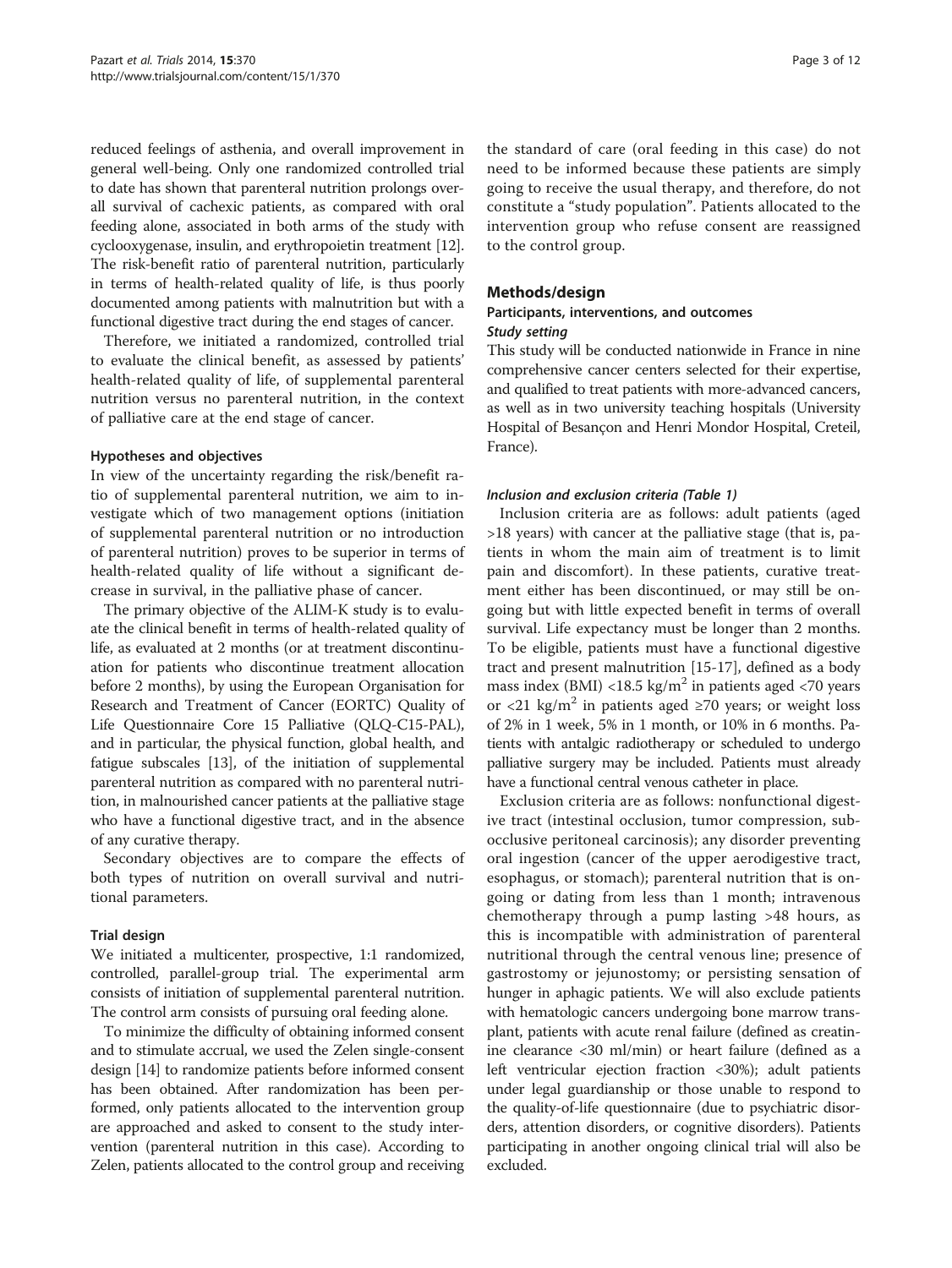reduced feelings of asthenia, and overall improvement in general well-being. Only one randomized controlled trial to date has shown that parenteral nutrition prolongs overall survival of cachexic patients, as compared with oral feeding alone, associated in both arms of the study with cyclooxygenase, insulin, and erythropoietin treatment [12]. The risk-benefit ratio of parenteral nutrition, particularly in terms of health-related quality of life, is thus poorly documented among patients with malnutrition but with a functional digestive tract during the end stages of cancer.

Therefore, we initiated a randomized, controlled trial to evaluate the clinical benefit, as assessed by patients' health-related quality of life, of supplemental parenteral nutrition versus no parenteral nutrition, in the context of palliative care at the end stage of cancer.

### Hypotheses and objectives

In view of the uncertainty regarding the risk/benefit ratio of supplemental parenteral nutrition, we aim to investigate which of two management options (initiation of supplemental parenteral nutrition or no introduction of parenteral nutrition) proves to be superior in terms of health-related quality of life without a significant decrease in survival, in the palliative phase of cancer.

The primary objective of the ALIM-K study is to evaluate the clinical benefit in terms of health-related quality of life, as evaluated at 2 months (or at treatment discontinuation for patients who discontinue treatment allocation before 2 months), by using the European Organisation for Research and Treatment of Cancer (EORTC) Quality of Life Questionnaire Core 15 Palliative (QLQ-C15-PAL), and in particular, the physical function, global health, and fatigue subscales [13], of the initiation of supplemental parenteral nutrition as compared with no parenteral nutrition, in malnourished cancer patients at the palliative stage who have a functional digestive tract, and in the absence of any curative therapy.

Secondary objectives are to compare the effects of both types of nutrition on overall survival and nutritional parameters.

### Trial design

We initiated a multicenter, prospective, 1:1 randomized, controlled, parallel-group trial. The experimental arm consists of initiation of supplemental parenteral nutrition. The control arm consists of pursuing oral feeding alone.

To minimize the difficulty of obtaining informed consent and to stimulate accrual, we used the Zelen single-consent design [14] to randomize patients before informed consent has been obtained. After randomization has been performed, only patients allocated to the intervention group are approached and asked to consent to the study intervention (parenteral nutrition in this case). According to Zelen, patients allocated to the control group and receiving the standard of care (oral feeding in this case) do not need to be informed because these patients are simply going to receive the usual therapy, and therefore, do not constitute a "study population". Patients allocated to the intervention group who refuse consent are reassigned to the control group.

## Methods/design

### Participants, interventions, and outcomes

#### *Study setting*

This study will be conducted nationwide in France in nine comprehensive cancer centers selected for their expertise, and qualified to treat patients with more-advanced cancers, as well as in two university teaching hospitals (University Hospital of Besançon and Henri Mondor Hospital, Creteil, France).

#### *Inclusion and exclusion criteria (Table 1)*

Inclusion criteria are as follows: adult patients (aged >18 years) with cancer at the palliative stage (that is, patients in whom the main aim of treatment is to limit pain and discomfort). In these patients, curative treatment either has been discontinued, or may still be ongoing but with little expected benefit in terms of overall survival. Life expectancy must be longer than 2 months. To be eligible, patients must have a functional digestive tract and present malnutrition [15-17], defined as a body mass index (BMI) <18.5 kg/m$^2$ in patients aged <70 years or <21 kg/m$^2$ in patients aged ≥70 years; or weight loss of 2% in 1 week, 5% in 1 month, or 10% in 6 months. Patients with antalgic radiotherapy or scheduled to undergo palliative surgery may be included. Patients must already have a functional central venous catheter in place.

Exclusion criteria are as follows: nonfunctional digestive tract (intestinal occlusion, tumor compression, subocclusive peritoneal carcinosis); any disorder preventing oral ingestion (cancer of the upper aerodigestive tract, esophagus, or stomach); parenteral nutrition that is ongoing or dating from less than 1 month; intravenous chemotherapy through a pump lasting >48 hours, as this is incompatible with administration of parenteral nutritional through the central venous line; presence of gastrostomy or jejunostomy; or persisting sensation of hunger in aphagic patients. We will also exclude patients with hematologic cancers undergoing bone marrow transplant, patients with acute renal failure (defined as creatinine clearance <30 ml/min) or heart failure (defined as a left ventricular ejection fraction <30%); adult patients under legal guardianship or those unable to respond to the quality-of-life questionnaire (due to psychiatric disorders, attention disorders, or cognitive disorders). Patients participating in another ongoing clinical trial will also be excluded.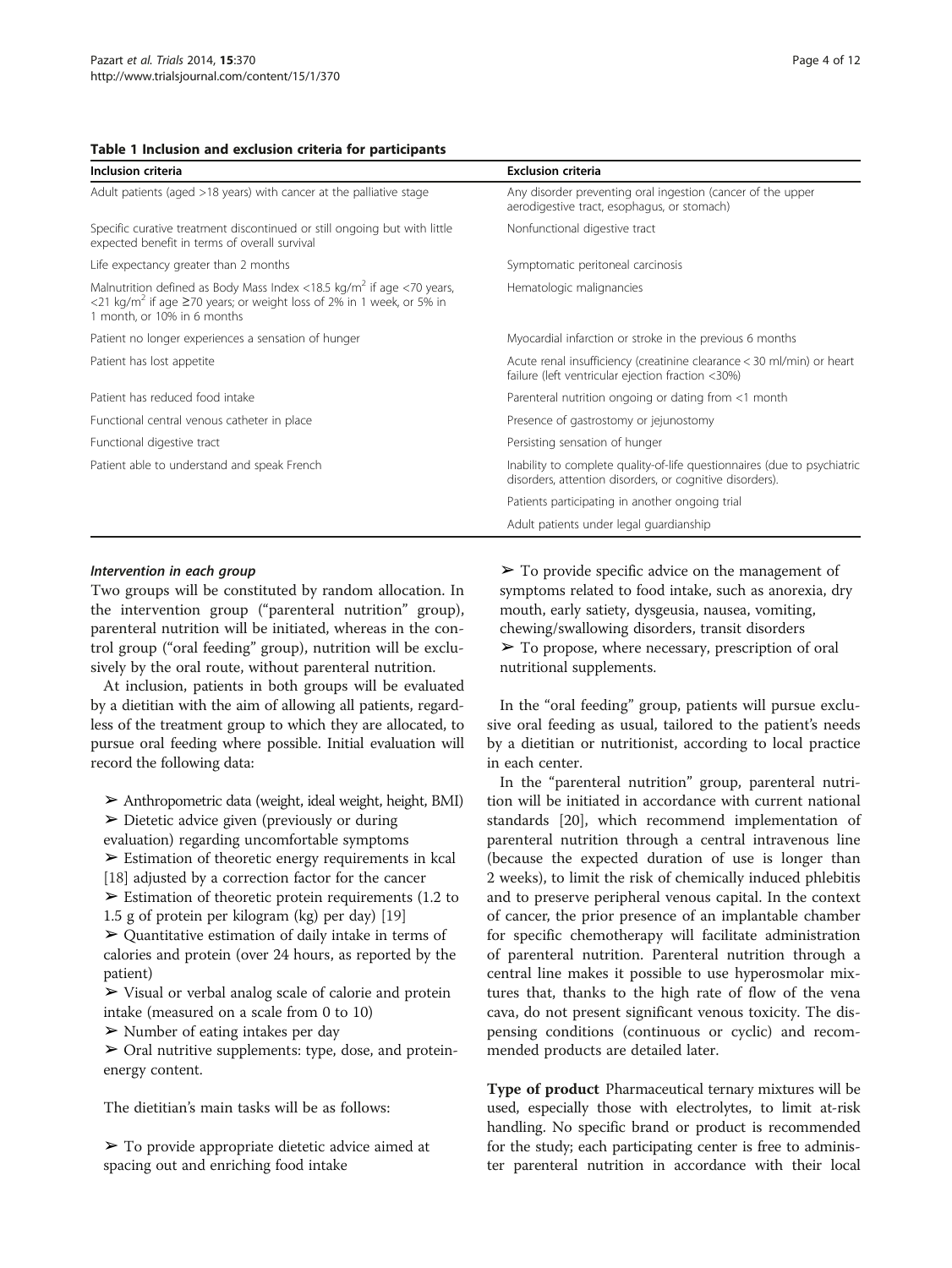**Table 1 Inclusion and exclusion criteria for participants**

| Inclusion criteria | Exclusion criteria |
|---|---|
| Adult patients (aged >18 years) with cancer at the palliative stage | Any disorder preventing oral ingestion (cancer of the upper aerodigestive tract, esophagus, or stomach) |
| Specific curative treatment discontinued or still ongoing but with little expected benefit in terms of overall survival | Nonfunctional digestive tract |
| Life expectancy greater than 2 months | Symptomatic peritoneal carcinosis |
| Malnutrition defined as Body Mass Index <18.5 kg/m$^2$ if age <70 years, <21 kg/m$^2$ if age ≥70 years; or weight loss of 2% in 1 week, or 5% in 1 month, or 10% in 6 months | Hematologic malignancies |
| Patient no longer experiences a sensation of hunger | Myocardial infarction or stroke in the previous 6 months |
| Patient has lost appetite | Acute renal insufficiency (creatinine clearance < 30 ml/min) or heart failure (left ventricular ejection fraction <30%) |
| Patient has reduced food intake | Parenteral nutrition ongoing or dating from <1 month |
| Functional central venous catheter in place | Presence of gastrostomy or jejunostomy |
| Functional digestive tract | Persisting sensation of hunger |
| Patient able to understand and speak French | Inability to complete quality-of-life questionnaires (due to psychiatric disorders, attention disorders, or cognitive disorders). |
| | Patients participating in another ongoing trial |
| | Adult patients under legal guardianship |

#### *Intervention in each group*

Two groups will be constituted by random allocation. In the intervention group ("parenteral nutrition" group), parenteral nutrition will be initiated, whereas in the control group ("oral feeding" group), nutrition will be exclusively by the oral route, without parenteral nutrition.

At inclusion, patients in both groups will be evaluated by a dietitian with the aim of allowing all patients, regardless of the treatment group to which they are allocated, to pursue oral feeding where possible. Initial evaluation will record the following data:

- ➢ Anthropometric data (weight, ideal weight, height, BMI)
- ➢ Dietetic advice given (previously or during evaluation) regarding uncomfortable symptoms
- ➢ Estimation of theoretic energy requirements in kcal [18] adjusted by a correction factor for the cancer
- ➢ Estimation of theoretic protein requirements (1.2 to 1.5 g of protein per kilogram (kg) per day) [19]
- ➢ Quantitative estimation of daily intake in terms of calories and protein (over 24 hours, as reported by the patient)
- ➢ Visual or verbal analog scale of calorie and protein intake (measured on a scale from 0 to 10)
- ➢ Number of eating intakes per day
- ➢ Oral nutritive supplements: type, dose, and protein-energy content.

The dietitian's main tasks will be as follows:

- ➢ To provide appropriate dietetic advice aimed at spacing out and enriching food intake
- ➢ To provide specific advice on the management of symptoms related to food intake, such as anorexia, dry mouth, early satiety, dysgeusia, nausea, vomiting, chewing/swallowing disorders, transit disorders
- ➢ To propose, where necessary, prescription of oral nutritional supplements.

In the "oral feeding" group, patients will pursue exclusive oral feeding as usual, tailored to the patient's needs by a dietitian or nutritionist, according to local practice in each center.

In the "parenteral nutrition" group, parenteral nutrition will be initiated in accordance with current national standards [20], which recommend implementation of parenteral nutrition through a central intravenous line (because the expected duration of use is longer than 2 weeks), to limit the risk of chemically induced phlebitis and to preserve peripheral venous capital. In the context of cancer, the prior presence of an implantable chamber for specific chemotherapy will facilitate administration of parenteral nutrition. Parenteral nutrition through a central line makes it possible to use hyperosmolar mixtures that, thanks to the high rate of flow of the vena cava, do not present significant venous toxicity. The dispensing conditions (continuous or cyclic) and recommended products are detailed later.

**Type of product** Pharmaceutical ternary mixtures will be used, especially those with electrolytes, to limit at-risk handling. No specific brand or product is recommended for the study; each participating center is free to administer parenteral nutrition in accordance with their local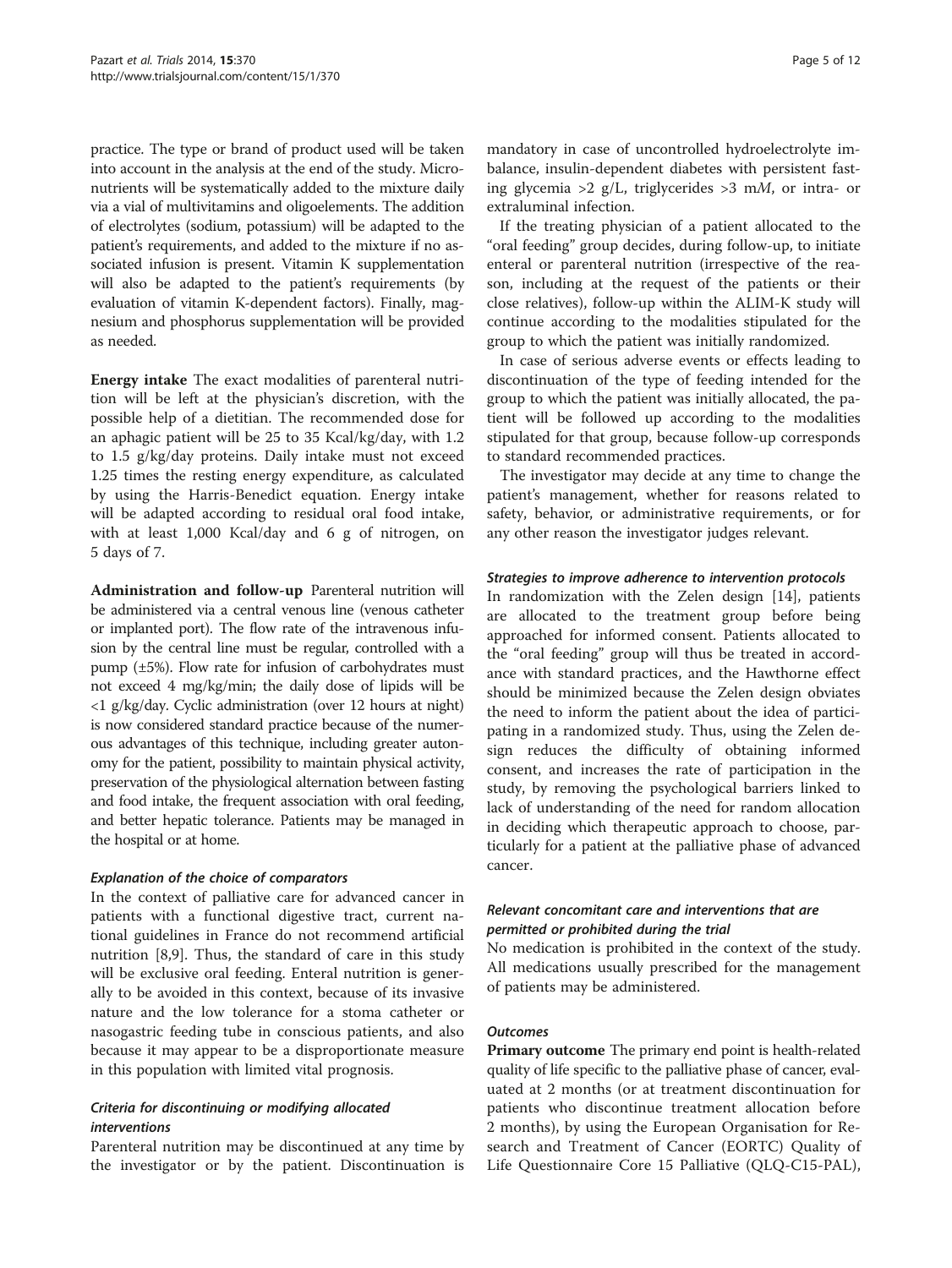practice. The type or brand of product used will be taken into account in the analysis at the end of the study. Micronutrients will be systematically added to the mixture daily via a vial of multivitamins and oligoelements. The addition of electrolytes (sodium, potassium) will be adapted to the patient's requirements, and added to the mixture if no associated infusion is present. Vitamin K supplementation will also be adapted to the patient's requirements (by evaluation of vitamin K-dependent factors). Finally, magnesium and phosphorus supplementation will be provided as needed.

**Energy intake** The exact modalities of parenteral nutrition will be left at the physician's discretion, with the possible help of a dietitian. The recommended dose for an aphagic patient will be 25 to 35 Kcal/kg/day, with 1.2 to 1.5 g/kg/day proteins. Daily intake must not exceed 1.25 times the resting energy expenditure, as calculated by using the Harris-Benedict equation. Energy intake will be adapted according to residual oral food intake, with at least 1,000 Kcal/day and 6 g of nitrogen, on 5 days of 7.

**Administration and follow-up** Parenteral nutrition will be administered via a central venous line (venous catheter or implanted port). The flow rate of the intravenous infusion by the central line must be regular, controlled with a pump (±5%). Flow rate for infusion of carbohydrates must not exceed 4 mg/kg/min; the daily dose of lipids will be <1 g/kg/day. Cyclic administration (over 12 hours at night) is now considered standard practice because of the numerous advantages of this technique, including greater autonomy for the patient, possibility to maintain physical activity, preservation of the physiological alternation between fasting and food intake, the frequent association with oral feeding, and better hepatic tolerance. Patients may be managed in the hospital or at home.

#### *Explanation of the choice of comparators*

In the context of palliative care for advanced cancer in patients with a functional digestive tract, current national guidelines in France do not recommend artificial nutrition [8,9]. Thus, the standard of care in this study will be exclusive oral feeding. Enteral nutrition is generally to be avoided in this context, because of its invasive nature and the low tolerance for a stoma catheter or nasogastric feeding tube in conscious patients, and also because it may appear to be a disproportionate measure in this population with limited vital prognosis.

#### *Criteria for discontinuing or modifying allocated interventions*

Parenteral nutrition may be discontinued at any time by the investigator or by the patient. Discontinuation is mandatory in case of uncontrolled hydroelectrolyte imbalance, insulin-dependent diabetes with persistent fasting glycemia >2 g/L, triglycerides >3 m*M*, or intra- or extraluminal infection.

If the treating physician of a patient allocated to the "oral feeding" group decides, during follow-up, to initiate enteral or parenteral nutrition (irrespective of the reason, including at the request of the patients or their close relatives), follow-up within the ALIM-K study will continue according to the modalities stipulated for the group to which the patient was initially randomized.

In case of serious adverse events or effects leading to discontinuation of the type of feeding intended for the group to which the patient was initially allocated, the patient will be followed up according to the modalities stipulated for that group, because follow-up corresponds to standard recommended practices.

The investigator may decide at any time to change the patient's management, whether for reasons related to safety, behavior, or administrative requirements, or for any other reason the investigator judges relevant.

#### *Strategies to improve adherence to intervention protocols*

In randomization with the Zelen design [14], patients are allocated to the treatment group before being approached for informed consent. Patients allocated to the "oral feeding" group will thus be treated in accordance with standard practices, and the Hawthorne effect should be minimized because the Zelen design obviates the need to inform the patient about the idea of participating in a randomized study. Thus, using the Zelen design reduces the difficulty of obtaining informed consent, and increases the rate of participation in the study, by removing the psychological barriers linked to lack of understanding of the need for random allocation in deciding which therapeutic approach to choose, particularly for a patient at the palliative phase of advanced cancer.

#### *Relevant concomitant care and interventions that are permitted or prohibited during the trial*

No medication is prohibited in the context of the study. All medications usually prescribed for the management of patients may be administered.

#### *Outcomes*

**Primary outcome** The primary end point is health-related quality of life specific to the palliative phase of cancer, evaluated at 2 months (or at treatment discontinuation for patients who discontinue treatment allocation before 2 months), by using the European Organisation for Research and Treatment of Cancer (EORTC) Quality of Life Questionnaire Core 15 Palliative (QLQ-C15-PAL),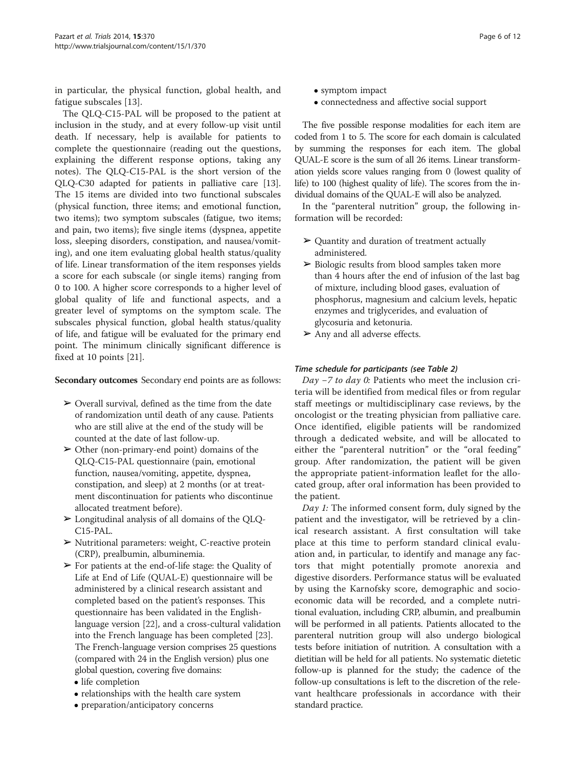in particular, the physical function, global health, and fatigue subscales [13].

The QLQ-C15-PAL will be proposed to the patient at inclusion in the study, and at every follow-up visit until death. If necessary, help is available for patients to complete the questionnaire (reading out the questions, explaining the different response options, taking any notes). The QLQ-C15-PAL is the short version of the QLQ-C30 adapted for patients in palliative care [13]. The 15 items are divided into two functional subscales (physical function, three items; and emotional function, two items); two symptom subscales (fatigue, two items; and pain, two items); five single items (dyspnea, appetite loss, sleeping disorders, constipation, and nausea/vomiting), and one item evaluating global health status/quality of life. Linear transformation of the item responses yields a score for each subscale (or single items) ranging from 0 to 100. A higher score corresponds to a higher level of global quality of life and functional aspects, and a greater level of symptoms on the symptom scale. The subscales physical function, global health status/quality of life, and fatigue will be evaluated for the primary end point. The minimum clinically significant difference is fixed at 10 points [21].

**Secondary outcomes** Secondary end points are as follows:

- ➢ Overall survival, defined as the time from the date of randomization until death of any cause. Patients who are still alive at the end of the study will be counted at the date of last follow-up.
- ➢ Other (non-primary-end point) domains of the QLQ-C15-PAL questionnaire (pain, emotional function, nausea/vomiting, appetite, dyspnea, constipation, and sleep) at 2 months (or at treatment discontinuation for patients who discontinue allocated treatment before).
- ➢ Longitudinal analysis of all domains of the QLQ-C15-PAL.
- ➢ Nutritional parameters: weight, C-reactive protein (CRP), prealbumin, albuminemia.
- ➢ For patients at the end-of-life stage: the Quality of Life at End of Life (QUAL-E) questionnaire will be administered by a clinical research assistant and completed based on the patient's responses. This questionnaire has been validated in the English-language version [22], and a cross-cultural validation into the French language has been completed [23]. The French-language version comprises 25 questions (compared with 24 in the English version) plus one global question, covering five domains:
  - life completion
  - relationships with the health care system
  - preparation/anticipatory concerns
  - symptom impact
  - connectedness and affective social support

The five possible response modalities for each item are coded from 1 to 5. The score for each domain is calculated by summing the responses for each item. The global QUAL-E score is the sum of all 26 items. Linear transformation yields score values ranging from 0 (lowest quality of life) to 100 (highest quality of life). The scores from the individual domains of the QUAL-E will also be analyzed.

In the "parenteral nutrition" group, the following information will be recorded:

- ➢ Quantity and duration of treatment actually administered.
- ➢ Biologic results from blood samples taken more than 4 hours after the end of infusion of the last bag of mixture, including blood gases, evaluation of phosphorus, magnesium and calcium levels, hepatic enzymes and triglycerides, and evaluation of glycosuria and ketonuria.
- ➢ Any and all adverse effects.

#### *Time schedule for participants (see Table 2)*

*Day −7 to day 0:* Patients who meet the inclusion criteria will be identified from medical files or from regular staff meetings or multidisciplinary case reviews, by the oncologist or the treating physician from palliative care. Once identified, eligible patients will be randomized through a dedicated website, and will be allocated to either the "parenteral nutrition" or the "oral feeding" group. After randomization, the patient will be given the appropriate patient-information leaflet for the allocated group, after oral information has been provided to the patient.

*Day 1:* The informed consent form, duly signed by the patient and the investigator, will be retrieved by a clinical research assistant. A first consultation will take place at this time to perform standard clinical evaluation and, in particular, to identify and manage any factors that might potentially promote anorexia and digestive disorders. Performance status will be evaluated by using the Karnofsky score, demographic and socioeconomic data will be recorded, and a complete nutritional evaluation, including CRP, albumin, and prealbumin will be performed in all patients. Patients allocated to the parenteral nutrition group will also undergo biological tests before initiation of nutrition. A consultation with a dietitian will be held for all patients. No systematic dietetic follow-up is planned for the study; the cadence of the follow-up consultations is left to the discretion of the relevant healthcare professionals in accordance with their standard practice.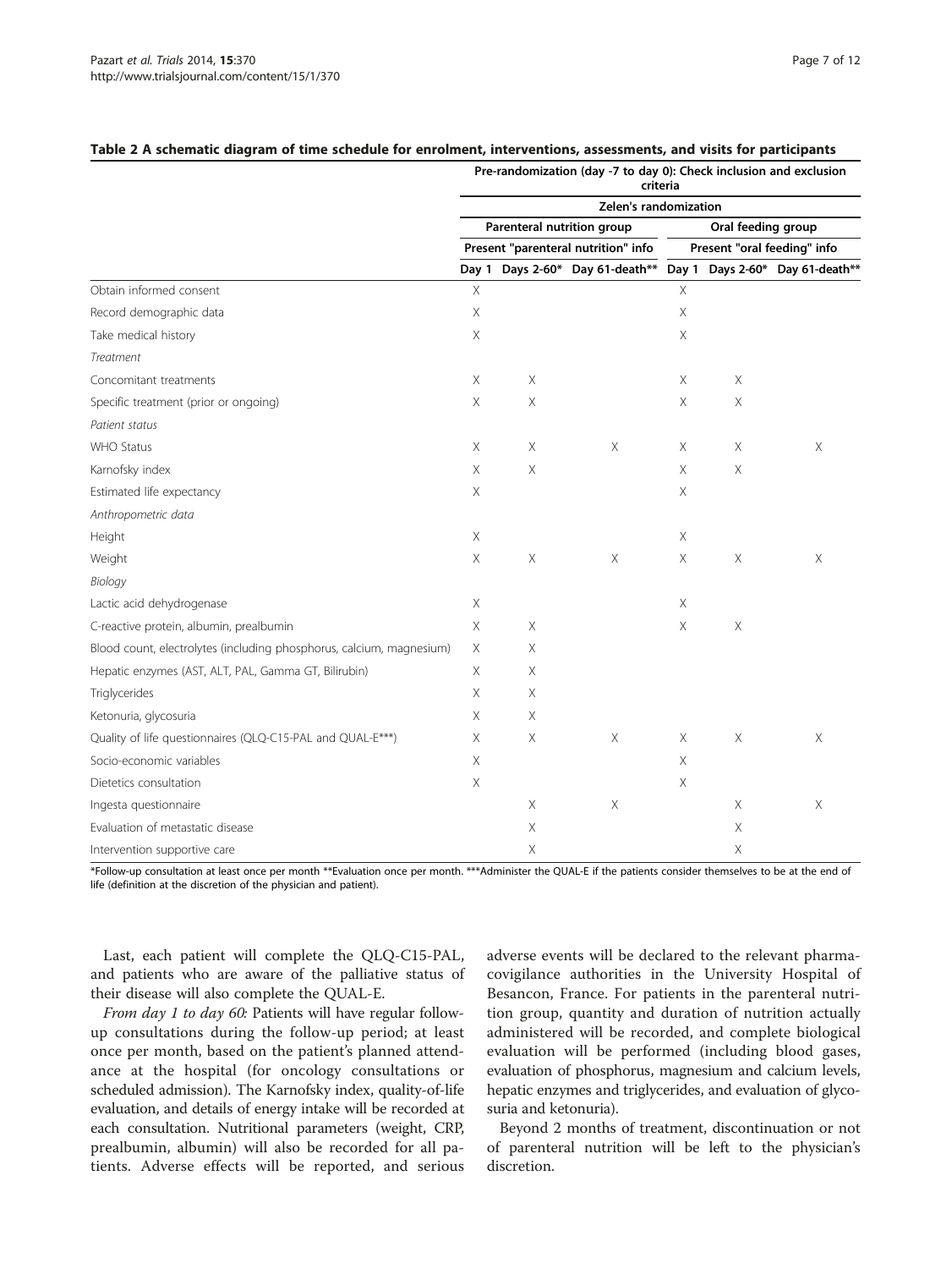**Table 2 A schematic diagram of time schedule for enrolment, interventions, assessments, and visits for participants**

| | Pre-randomization (day -7 to day 0): Check inclusion and exclusion criteria | | | | | |
|---|---|---|---|---|---|---|
| | Zelen's randomization | | | | | |
| | Parenteral nutrition group | | | Oral feeding group | | |
| | Present "parenteral nutrition" info | | | Present "oral feeding" info | | |
| | Day 1 | Days 2-60* | Day 61-death** | Day 1 | Days 2-60* | Day 61-death** |
| Obtain informed consent | X | | | X | | |
| Record demographic data | X | | | X | | |
| Take medical history | X | | | X | | |
| *Treatment* | | | | | | |
| Concomitant treatments | X | X | | X | X | |
| Specific treatment (prior or ongoing) | X | X | | X | X | |
| *Patient status* | | | | | | |
| WHO Status | X | X | X | X | X | X |
| Karnofsky index | X | X | | X | X | |
| Estimated life expectancy | X | | | X | | |
| *Anthropometric data* | | | | | | |
| Height | X | | | X | | |
| Weight | X | X | X | X | X | X |
| *Biology* | | | | | | |
| Lactic acid dehydrogenase | X | | | X | | |
| C-reactive protein, albumin, prealbumin | X | X | | X | X | |
| Blood count, electrolytes (including phosphorus, calcium, magnesium) | X | X | | | | |
| Hepatic enzymes (AST, ALT, PAL, Gamma GT, Bilirubin) | X | X | | | | |
| Triglycerides | X | X | | | | |
| Ketonuria, glycosuria | X | X | | | | |
| Quality of life questionnaires (QLQ-C15-PAL and QUAL-E***) | X | X | X | X | X | X |
| Socio-economic variables | X | | | X | | |
| Dietetics consultation | X | | | X | | |
| Ingesta questionnaire | | X | X | | X | X |
| Evaluation of metastatic disease | | X | | | X | |
| Intervention supportive care | | X | | | X | |

*Follow-up consultation at least once per month **Evaluation once per month. ***Administer the QUAL-E if the patients consider themselves to be at the end of life (definition at the discretion of the physician and patient).

Last, each patient will complete the QLQ-C15-PAL, and patients who are aware of the palliative status of their disease will also complete the QUAL-E.

*From day 1 to day 60:* Patients will have regular follow-up consultations during the follow-up period; at least once per month, based on the patient's planned attendance at the hospital (for oncology consultations or scheduled admission). The Karnofsky index, quality-of-life evaluation, and details of energy intake will be recorded at each consultation. Nutritional parameters (weight, CRP, prealbumin, albumin) will also be recorded for all patients. Adverse effects will be reported, and serious adverse events will be declared to the relevant pharmacovigilance authorities in the University Hospital of Besancon, France. For patients in the parenteral nutrition group, quantity and duration of nutrition actually administered will be recorded, and complete biological evaluation will be performed (including blood gases, evaluation of phosphorus, magnesium and calcium levels, hepatic enzymes and triglycerides, and evaluation of glycosuria and ketonuria).

Beyond 2 months of treatment, discontinuation or not of parenteral nutrition will be left to the physician's discretion.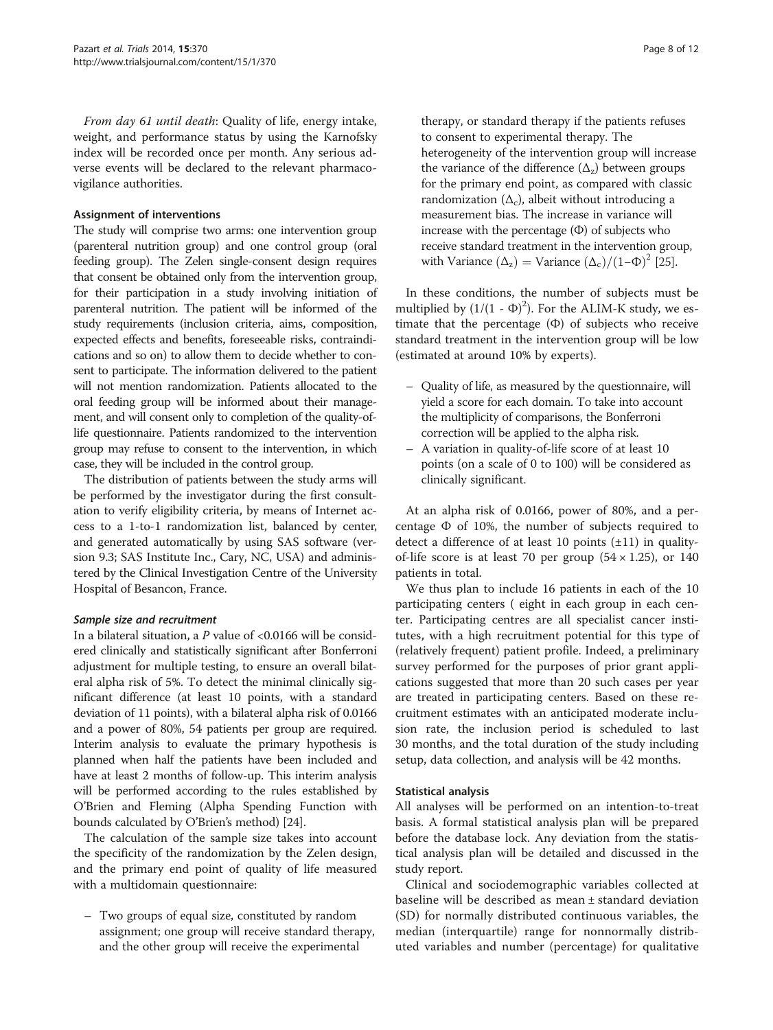*From day 61 until death*: Quality of life, energy intake, weight, and performance status by using the Karnofsky index will be recorded once per month. Any serious adverse events will be declared to the relevant pharmacovigilance authorities.

#### Assignment of interventions

The study will comprise two arms: one intervention group (parenteral nutrition group) and one control group (oral feeding group). The Zelen single-consent design requires that consent be obtained only from the intervention group, for their participation in a study involving initiation of parenteral nutrition. The patient will be informed of the study requirements (inclusion criteria, aims, composition, expected effects and benefits, foreseeable risks, contraindications and so on) to allow them to decide whether to consent to participate. The information delivered to the patient will not mention randomization. Patients allocated to the oral feeding group will be informed about their management, and will consent only to completion of the quality-of-life questionnaire. Patients randomized to the intervention group may refuse to consent to the intervention, in which case, they will be included in the control group.

The distribution of patients between the study arms will be performed by the investigator during the first consultation to verify eligibility criteria, by means of Internet access to a 1-to-1 randomization list, balanced by center, and generated automatically by using SAS software (version 9.3; SAS Institute Inc., Cary, NC, USA) and administered by the Clinical Investigation Centre of the University Hospital of Besancon, France.

#### *Sample size and recruitment*

In a bilateral situation, a $P$ value of <0.0166 will be considered clinically and statistically significant after Bonferroni adjustment for multiple testing, to ensure an overall bilateral alpha risk of 5%. To detect the minimal clinically significant difference (at least 10 points, with a standard deviation of 11 points), with a bilateral alpha risk of 0.0166 and a power of 80%, 54 patients per group are required. Interim analysis to evaluate the primary hypothesis is planned when half the patients have been included and have at least 2 months of follow-up. This interim analysis will be performed according to the rules established by O'Brien and Fleming (Alpha Spending Function with bounds calculated by O'Brien's method) [24].

The calculation of the sample size takes into account the specificity of the randomization by the Zelen design, and the primary end point of quality of life measured with a multidomain questionnaire:

- Two groups of equal size, constituted by random assignment; one group will receive standard therapy, and the other group will receive the experimental therapy, or standard therapy if the patients refuses to consent to experimental therapy. The heterogeneity of the intervention group will increase the variance of the difference ($\Delta_z$) between groups for the primary end point, as compared with classic randomization ($\Delta_c$), albeit without introducing a measurement bias. The increase in variance will increase with the percentage ($\Phi$) of subjects who receive standard treatment in the intervention group, with $\text{Variance}\ (\Delta_z) = \text{Variance}\ (\Delta_c)/(1-\Phi)^2$ [25].

In these conditions, the number of subjects must be multiplied by $(1/(1 - \Phi)^2)$. For the ALIM-K study, we estimate that the percentage ($\Phi$) of subjects who receive standard treatment in the intervention group will be low (estimated at around 10% by experts).

- Quality of life, as measured by the questionnaire, will yield a score for each domain. To take into account the multiplicity of comparisons, the Bonferroni correction will be applied to the alpha risk.
- A variation in quality-of-life score of at least 10 points (on a scale of 0 to 100) will be considered as clinically significant.

At an alpha risk of 0.0166, power of 80%, and a percentage $\Phi$ of 10%, the number of subjects required to detect a difference of at least 10 points (±11) in quality-of-life score is at least 70 per group (54 × 1.25), or 140 patients in total.

We thus plan to include 16 patients in each of the 10 participating centers ( eight in each group in each center. Participating centres are all specialist cancer institutes, with a high recruitment potential for this type of (relatively frequent) patient profile. Indeed, a preliminary survey performed for the purposes of prior grant applications suggested that more than 20 such cases per year are treated in participating centers. Based on these recruitment estimates with an anticipated moderate inclusion rate, the inclusion period is scheduled to last 30 months, and the total duration of the study including setup, data collection, and analysis will be 42 months.

#### Statistical analysis

All analyses will be performed on an intention-to-treat basis. A formal statistical analysis plan will be prepared before the database lock. Any deviation from the statistical analysis plan will be detailed and discussed in the study report.

Clinical and sociodemographic variables collected at baseline will be described as mean ± standard deviation (SD) for normally distributed continuous variables, the median (interquartile) range for nonnormally distributed variables and number (percentage) for qualitative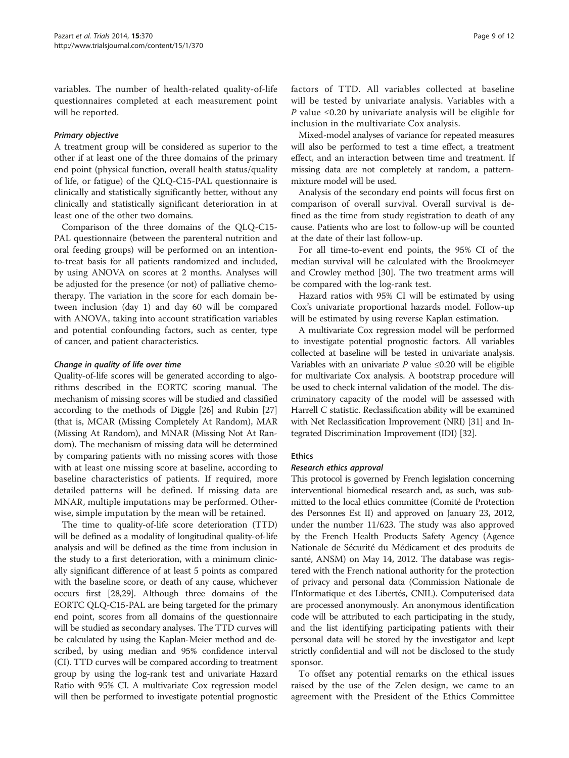variables. The number of health-related quality-of-life questionnaires completed at each measurement point will be reported.

#### *Primary objective*

A treatment group will be considered as superior to the other if at least one of the three domains of the primary end point (physical function, overall health status/quality of life, or fatigue) of the QLQ-C15-PAL questionnaire is clinically and statistically significantly better, without any clinically and statistically significant deterioration in at least one of the other two domains.

Comparison of the three domains of the QLQ-C15-PAL questionnaire (between the parenteral nutrition and oral feeding groups) will be performed on an intention-to-treat basis for all patients randomized and included, by using ANOVA on scores at 2 months. Analyses will be adjusted for the presence (or not) of palliative chemotherapy. The variation in the score for each domain between inclusion (day 1) and day 60 will be compared with ANOVA, taking into account stratification variables and potential confounding factors, such as center, type of cancer, and patient characteristics.

#### *Change in quality of life over time*

Quality-of-life scores will be generated according to algorithms described in the EORTC scoring manual. The mechanism of missing scores will be studied and classified according to the methods of Diggle [26] and Rubin [27] (that is, MCAR (Missing Completely At Random), MAR (Missing At Random), and MNAR (Missing Not At Random). The mechanism of missing data will be determined by comparing patients with no missing scores with those with at least one missing score at baseline, according to baseline characteristics of patients. If required, more detailed patterns will be defined. If missing data are MNAR, multiple imputations may be performed. Otherwise, simple imputation by the mean will be retained.

The time to quality-of-life score deterioration (TTD) will be defined as a modality of longitudinal quality-of-life analysis and will be defined as the time from inclusion in the study to a first deterioration, with a minimum clinically significant difference of at least 5 points as compared with the baseline score, or death of any cause, whichever occurs first [28,29]. Although three domains of the EORTC QLQ-C15-PAL are being targeted for the primary end point, scores from all domains of the questionnaire will be studied as secondary analyses. The TTD curves will be calculated by using the Kaplan-Meier method and described, by using median and 95% confidence interval (CI). TTD curves will be compared according to treatment group by using the log-rank test and univariate Hazard Ratio with 95% CI. A multivariate Cox regression model will then be performed to investigate potential prognostic factors of TTD. All variables collected at baseline will be tested by univariate analysis. Variables with a $P$ value ≤0.20 by univariate analysis will be eligible for inclusion in the multivariate Cox analysis.

Mixed-model analyses of variance for repeated measures will also be performed to test a time effect, a treatment effect, and an interaction between time and treatment. If missing data are not completely at random, a pattern-mixture model will be used.

Analysis of the secondary end points will focus first on comparison of overall survival. Overall survival is defined as the time from study registration to death of any cause. Patients who are lost to follow-up will be counted at the date of their last follow-up.

For all time-to-event end points, the 95% CI of the median survival will be calculated with the Brookmeyer and Crowley method [30]. The two treatment arms will be compared with the log-rank test.

Hazard ratios with 95% CI will be estimated by using Cox's univariate proportional hazards model. Follow-up will be estimated by using reverse Kaplan estimation.

A multivariate Cox regression model will be performed to investigate potential prognostic factors. All variables collected at baseline will be tested in univariate analysis. Variables with an univariate $P$ value ≤0.20 will be eligible for multivariate Cox analysis. A bootstrap procedure will be used to check internal validation of the model. The discriminatory capacity of the model will be assessed with Harrell C statistic. Reclassification ability will be examined with Net Reclassification Improvement (NRI) [31] and Integrated Discrimination Improvement (IDI) [32].

### Ethics

#### *Research ethics approval*

This protocol is governed by French legislation concerning interventional biomedical research and, as such, was submitted to the local ethics committee (Comité de Protection des Personnes Est II) and approved on January 23, 2012, under the number 11/623. The study was also approved by the French Health Products Safety Agency (Agence Nationale de Sécurité du Médicament et des produits de santé, ANSM) on May 14, 2012. The database was registered with the French national authority for the protection of privacy and personal data (Commission Nationale de l'Informatique et des Libertés, CNIL). Computerised data are processed anonymously. An anonymous identification code will be attributed to each participating in the study, and the list identifying participating patients with their personal data will be stored by the investigator and kept strictly confidential and will not be disclosed to the study sponsor.

To offset any potential remarks on the ethical issues raised by the use of the Zelen design, we came to an agreement with the President of the Ethics Committee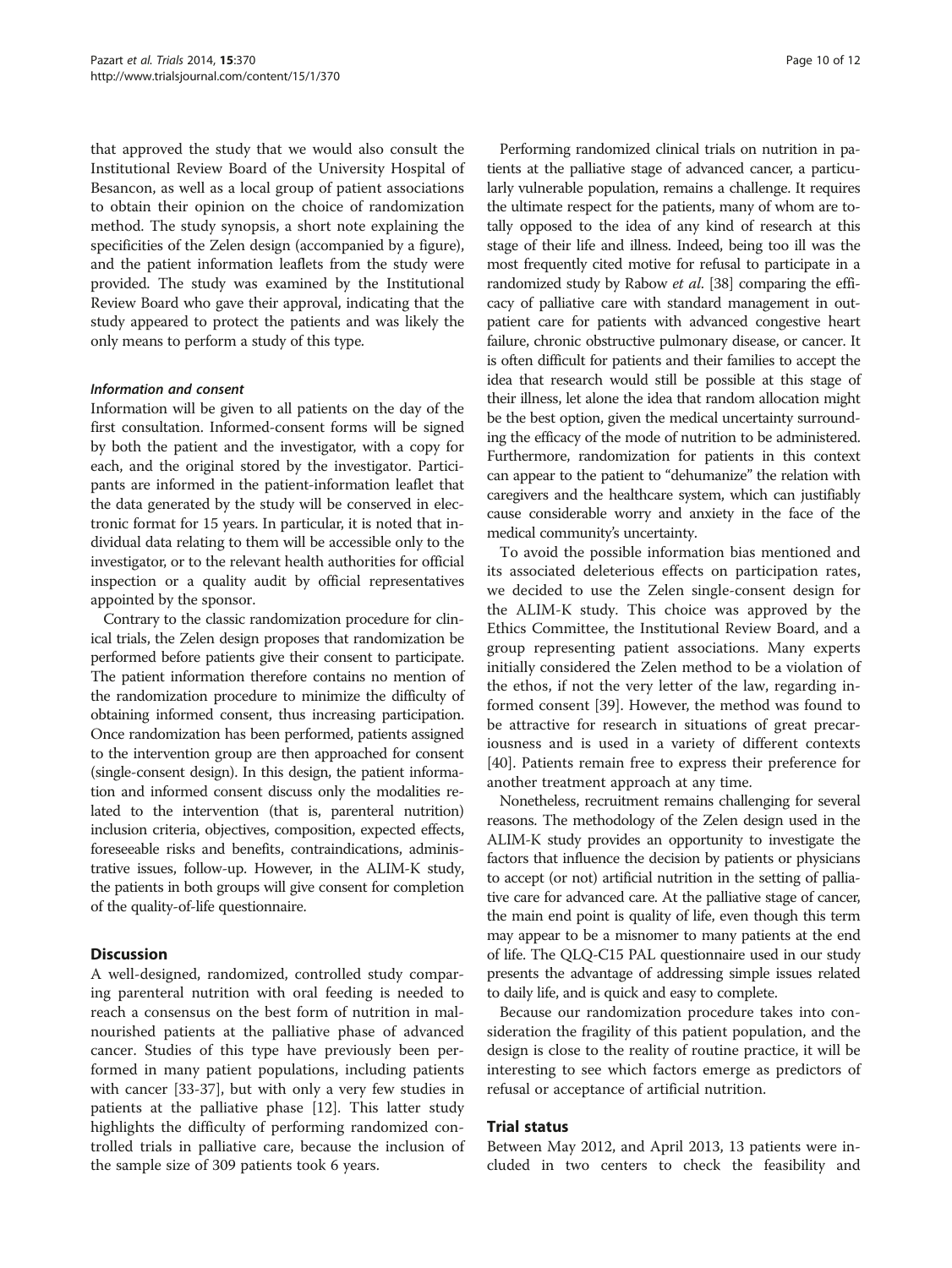that approved the study that we would also consult the Institutional Review Board of the University Hospital of Besancon, as well as a local group of patient associations to obtain their opinion on the choice of randomization method. The study synopsis, a short note explaining the specificities of the Zelen design (accompanied by a figure), and the patient information leaflets from the study were provided. The study was examined by the Institutional Review Board who gave their approval, indicating that the study appeared to protect the patients and was likely the only means to perform a study of this type.

#### *Information and consent*

Information will be given to all patients on the day of the first consultation. Informed-consent forms will be signed by both the patient and the investigator, with a copy for each, and the original stored by the investigator. Participants are informed in the patient-information leaflet that the data generated by the study will be conserved in electronic format for 15 years. In particular, it is noted that individual data relating to them will be accessible only to the investigator, or to the relevant health authorities for official inspection or a quality audit by official representatives appointed by the sponsor.

Contrary to the classic randomization procedure for clinical trials, the Zelen design proposes that randomization be performed before patients give their consent to participate. The patient information therefore contains no mention of the randomization procedure to minimize the difficulty of obtaining informed consent, thus increasing participation. Once randomization has been performed, patients assigned to the intervention group are then approached for consent (single-consent design). In this design, the patient information and informed consent discuss only the modalities related to the intervention (that is, parenteral nutrition) inclusion criteria, objectives, composition, expected effects, foreseeable risks and benefits, contraindications, administrative issues, follow-up. However, in the ALIM-K study, the patients in both groups will give consent for completion of the quality-of-life questionnaire.

## Discussion

A well-designed, randomized, controlled study comparing parenteral nutrition with oral feeding is needed to reach a consensus on the best form of nutrition in malnourished patients at the palliative phase of advanced cancer. Studies of this type have previously been performed in many patient populations, including patients with cancer [33-37], but with only a very few studies in patients at the palliative phase [12]. This latter study highlights the difficulty of performing randomized controlled trials in palliative care, because the inclusion of the sample size of 309 patients took 6 years.

Performing randomized clinical trials on nutrition in patients at the palliative stage of advanced cancer, a particularly vulnerable population, remains a challenge. It requires the ultimate respect for the patients, many of whom are totally opposed to the idea of any kind of research at this stage of their life and illness. Indeed, being too ill was the most frequently cited motive for refusal to participate in a randomized study by Rabow *et al*. [38] comparing the efficacy of palliative care with standard management in outpatient care for patients with advanced congestive heart failure, chronic obstructive pulmonary disease, or cancer. It is often difficult for patients and their families to accept the idea that research would still be possible at this stage of their illness, let alone the idea that random allocation might be the best option, given the medical uncertainty surrounding the efficacy of the mode of nutrition to be administered. Furthermore, randomization for patients in this context can appear to the patient to "dehumanize" the relation with caregivers and the healthcare system, which can justifiably cause considerable worry and anxiety in the face of the medical community's uncertainty.

To avoid the possible information bias mentioned and its associated deleterious effects on participation rates, we decided to use the Zelen single-consent design for the ALIM-K study. This choice was approved by the Ethics Committee, the Institutional Review Board, and a group representing patient associations. Many experts initially considered the Zelen method to be a violation of the ethos, if not the very letter of the law, regarding informed consent [39]. However, the method was found to be attractive for research in situations of great precariousness and is used in a variety of different contexts [40]. Patients remain free to express their preference for another treatment approach at any time.

Nonetheless, recruitment remains challenging for several reasons. The methodology of the Zelen design used in the ALIM-K study provides an opportunity to investigate the factors that influence the decision by patients or physicians to accept (or not) artificial nutrition in the setting of palliative care for advanced care. At the palliative stage of cancer, the main end point is quality of life, even though this term may appear to be a misnomer to many patients at the end of life. The QLQ-C15 PAL questionnaire used in our study presents the advantage of addressing simple issues related to daily life, and is quick and easy to complete.

Because our randomization procedure takes into consideration the fragility of this patient population, and the design is close to the reality of routine practice, it will be interesting to see which factors emerge as predictors of refusal or acceptance of artificial nutrition.

## Trial status

Between May 2012, and April 2013, 13 patients were included in two centers to check the feasibility and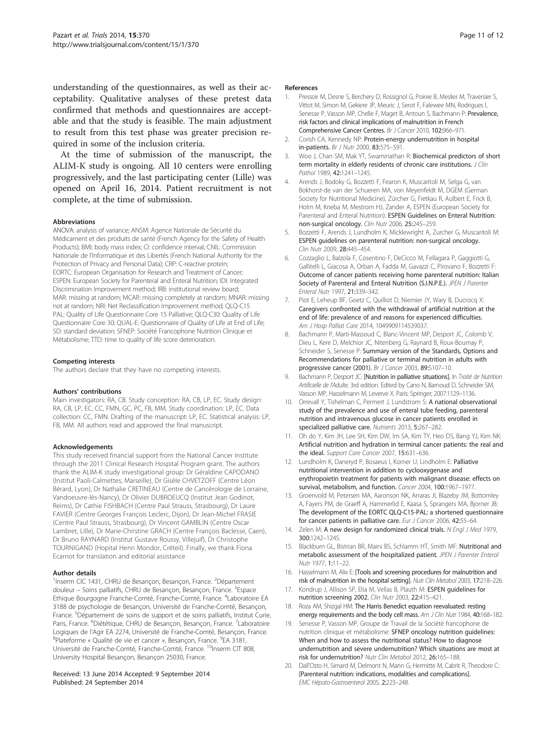understanding of the questionnaires, as well as their acceptability. Qualitative analyses of these pretest data confirmed that methods and questionnaires are acceptable and that the study is feasible. The main adjustment to result from this test phase was greater precision required in some of the inclusion criteria.

At the time of submission of the manuscript, the ALIM-K study is ongoing. All 10 centers were enrolling progressively, and the last participating center (Lille) was opened on April 16, 2014. Patient recruitment is not complete, at the time of submission.

#### Abbreviations

ANOVA: analysis of variance; ANSM: Agence Nationale de Sécurité du Médicament et des produits de santé (French Agency for the Safety of Health Products); BMI: body mass index; CI: confidence interval; CNIL: Commission Nationale de l'Informatique et des Libertés (French National Authority for the Protection of Privacy and Personal Data); CRP: C-reactive protein; EORTC: European Organisation for Research and Treatment of Cancer; ESPEN: European Society for Parenteral and Enteral Nutrition; IDI: Integrated Discrimination Improvement method; IRB: institutional review board; MAR: missing at random; MCAR: missing completely at random; MNAR: missing not at random; NRI: Net Reclassification Improvement method; QLQ-C15 PAL: Quality of Life Questionnaire Core 15 Palliative; QLQ-C30: Quality of Life Questionnaire Core 30; QUAL-E: Questionnaire of Quality of Life at End of Life; SD: standard deviation; SFNEP: Société Francophone Nutrition Clinique et Métabolisme; TTD: time to quality of life score deterioration.

#### Competing interests

The authors declare that they have no competing interests.

#### Authors' contributions

Main investigators: RA, CB. Study conception: RA, CB, LP, EC. Study design: RA, CB, LP, EC, CC, FMN, GC, PC, FB, MM. Study coordination: LP, EC. Data collection: CC, FMN. Drafting of the manuscript: LP, EC. Statistical analysis: LP, FB, MM. All authors read and approved the final manuscript.

#### Acknowledgements

This study received financial support from the National Cancer Institute through the 2011 Clinical Research Hospital Program grant. The authors thank the ALIM-K study investigational group: Dr Géraldine CAPODANO (Institut Paoli-Calmettes, Marseille), Dr Gisèle CHVETZOFF (Centre Léon Bérard, Lyon), Dr Nathalie CRETINEAU (Centre de Cancérologie de Lorraine, Vandoeuvre-lès-Nancy), Dr Olivier DUBROEUCQ (Institut Jean Godinot, Reims), Dr Cathie FISHBACH (Centre Paul Strauss, Strasbourg), Dr Laure FAVIER (Centre Georges François Leclerc, Dijon), Dr Jean-Michel FRASIE (Centre Paul Strauss, Strasbourg), Dr Vincent GAMBLIN (Centre Oscar Lambret, Lille), Dr Marie-Christine GRACH (Centre François Baclesse, Caen), Dr Bruno RAYNARD (Institut Gustave Roussy, Villejuif), Dr Christophe TOURNIGAND (Hopital Henri Mondor, Créteil). Finally, we thank Fiona Ecarnot for translation and editorial assistance

#### Author details

[1]Inserm CIC 1431, CHRU de Besançon, Besançon, France. [2]Département douleur – Soins palliatifs, CHRU de Besançon, Besançon, France. [3]Espace Ethique Bourgogne Franche-Comté, Franche-Comté, France. [4]Laboratoire EA 3188 de psychologie de Besançon, Université de Franche-Comté, Besançon, France. [5]Département de soins de support et de soins palliatifs, Institut Curie, Paris, France. [6]Diététique, CHRU de Besançon, Besançon, France. [7]Laboratoire Logiques de l'Agir EA 2274, Université de Franche-Comté, Besançon, France. [8]Plateforme « Qualité de vie et cancer », Besançon, France. [9]EA 3181, Université de Franche-Comté, Franche-Comté, France. [10]Inserm CIT 808, University Hospital Besançon, Besançon 25030, France.

Received: 13 June 2014 Accepted: 9 September 2014
Published: 24 September 2014

#### References

1. Pressoir M, Desne S, Berchery D, Rossignol G, Poiree B, Meslier M, Traversier S, Vittot M, Simon M, Gekiere JP, Meuric J, Serot F, Falewee MN, Rodrigues I, Senesse P, Vasson MP, Chelle F, Maget B, Antoun S, Bachmann P: **Prevalence, risk factors and clinical implications of malnutrition in French Comprehensive Cancer Centres.** *Br J Cancer* 2010, **102:**966–971.
2. Corish CA, Kennedy NP: **Protein-energy undernutrition in hospital in-patients.** *Br J Nutr* 2000, **83:**575–591.
3. Woo J, Chan SM, Mak YT, Swaminathan R: **Biochemical predictors of short term mortality in elderly residents of chronic care institutions.** *J Clin Pathol* 1989, **42:**1241–1245.
4. Arends J, Bodoky G, Bozzetti F, Fearon K, Muscaritoli M, Selga G, van Bokhorst-de van der Schueren MA, von Meyenfeldt M, DGEM (German Society for Nutritional Medicine), Zürcher G, Fietkau R, Aulbert E, Frick B, Holm M, Kneba M, Mestrom HJ, Zander A, ESPEN (European Society for Parenteral and Enteral Nutrition): **ESPEN Guidelines on Enteral Nutrition: non-surgical oncology.** *Clin Nutr* 2006, **25:**245–259.
5. Bozzetti F, Arends J, Lundholm K, Micklewright A, Zurcher G, Muscaritoli M: **ESPEN guidelines on parenteral nutrition: non-surgical oncology.** *Clin Nutr* 2009, **28:**445–454.
6. Cozzaglio L, Balzola F, Cosentino F, DeCicco M, Fellagara P, Gaggiotti G, Gallitelli L, Giacosa A, Orban A, Fadda M, Gavazzi C, Pirovano F, Bozzetti F: **Outcome of cancer patients receiving home parenteral nutrition: Italian Society of Parenteral and Enteral Nutrition (S.I.N.P.E.).** *JPEN J Parenter Enteral Nutr* 1997, **21:**339–342.
7. Piot E, Leheup BF, Goetz C, Quilliot D, Niemier JY, Wary B, Ducrocq X: **Caregivers confronted with the withdrawal of artificial nutrition at the end of life: prevalence of and reasons for experienced difficulties.** *Am J Hosp Palliat Care* 2014, 1049909114539037.
8. Bachmann P, Marti-Massoud C, Blanc-Vincent MP, Desport JC, Colomb V, Dieu L, Kere D, Melchior JC, Nitenberg G, Raynard B, Roux-Bournay P, Schneider S, Senesse P: **Summary version of the Standards, Options and Recommendations for palliative or terminal nutrition in adults with progressive cancer (2001).** *Br J Cancer* 2003, **89:**S107–10.
9. Bachmann P, Desport JC: **[Nutrition in palliative situations].** In *Traité de Nutrition Artificielle de l'Adulte*. 3rd edition. Edited by Cano N, Barnoud D, Schneider SM, Vasson MP, Hasselmann M, Leverve X. Paris: Springer; 2007:1129–1136.
10. Orrevall Y, Tishelman C, Permert J, Lundstrom S: **A national observational study of the prevalence and use of enteral tube feeding, parenteral nutrition and intravenous glucose in cancer patients enrolled in specialized palliative care.** *Nutrients* 2013, **5:**267–282.
11. Oh do Y, Kim JH, Lee SH, Kim DW, Im SA, Kim TY, Heo DS, Bang YJ, Kim NK: **Artificial nutrition and hydration in terminal cancer patients: the real and the ideal.** *Support Care Cancer* 2007, **15:**631–636.
12. Lundholm K, Daneryd P, Bosaeus I, Korner U, Lindholm E: **Palliative nutritional intervention in addition to cyclooxygenase and erythropoietin treatment for patients with malignant disease: effects on survival, metabolism, and function.** *Cancer* 2004, **100:**1967–1977.
13. Groenvold M, Petersen MA, Aaronson NK, Arraras JI, Blazeby JM, Bottomley A, Fayers PM, de Graeff A, Hammerlid E, Kaasa S, Sprangers MA, Bjorner JB: **The development of the EORTC QLQ-C15-PAL: a shortened questionnaire for cancer patients in palliative care.** *Eur J Cancer* 2006, **42:**55–64.
14. Zelen M: **A new design for randomized clinical trials.** *N Engl J Med* 1979, **300:**1242–1245.
15. Blackburn GL, Bistrian BR, Maini BS, Schlamm HT, Smith MF: **Nutritional and metabolic assessment of the hospitalized patient.** *JPEN J Parenter Enteral Nutr* 1977, **1:**11–22.
16. Hasselmann M, Alix E: **[Tools and screening procedures for malnutrition and risk of malnutrition in the hospital setting].** *Nutr Clin Metabol* 2003, **17:**218–226.
17. Kondrup J, Allison SP, Elia M, Vellas B, Plauth M: **ESPEN guidelines for nutrition screening 2002.** *Clin Nutr* 2003, **22:**415–421.
18. Roza AM, Shizgal HM: **The Harris Benedict equation reevaluated: resting energy requirements and the body cell mass.** *Am J Clin Nutr* 1984, **40:**168–182.
19. Senesse P, Vasson MP, Groupe de Travail de la Société francophone de nutrition clinique et métabolisme: **SFNEP oncology nutrition guidelines: When and how to assess the nutritional status? How to diagnose undernutrition and severe undernutrition? Which situations are most at risk for undernutrition?** *Nutr Clin Metabol* 2012, **26:**165–188.
20. Dall'Osto H, Simard M, Delmont N, Mann G, Hermitte M, Cabrit R, Theodore C: **[Parenteral nutrition: indications, modalities and complications].** *EMC Hépato-Gastroenterol* 2005, **2:**223–248.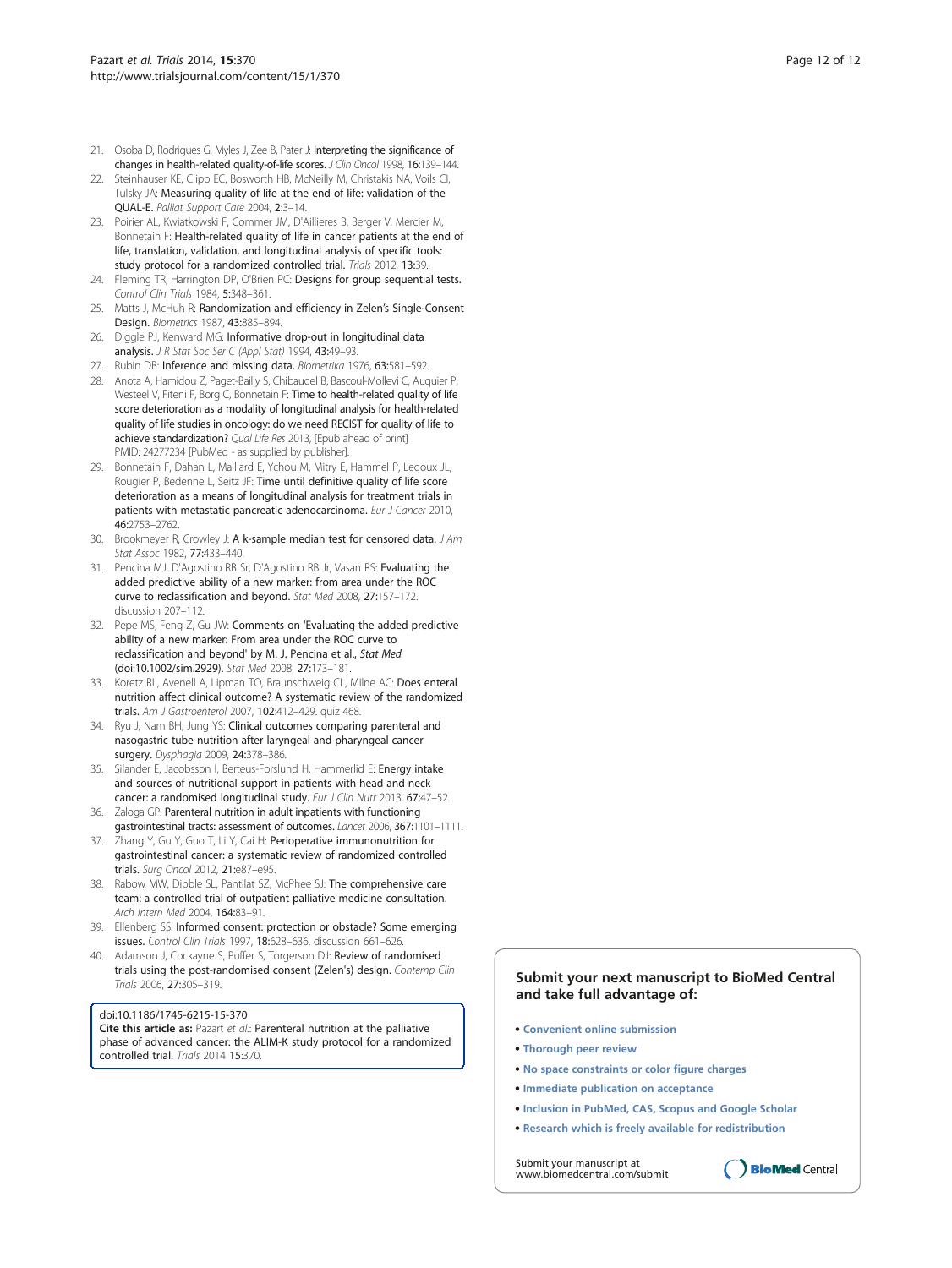21. Osoba D, Rodrigues G, Myles J, Zee B, Pater J: **Interpreting the significance of changes in health-related quality-of-life scores.** *J Clin Oncol* 1998, **16**:139–144.
22. Steinhauser KE, Clipp EC, Bosworth HB, McNeilly M, Christakis NA, Voils CI, Tulsky JA: **Measuring quality of life at the end of life: validation of the QUAL-E.** *Palliat Support Care* 2004, **2**:3–14.
23. Poirier AL, Kwiatkowski F, Commer JM, D'Aillieres B, Berger V, Mercier M, Bonnetain F: **Health-related quality of life in cancer patients at the end of life, translation, validation, and longitudinal analysis of specific tools: study protocol for a randomized controlled trial.** *Trials* 2012, **13**:39.
24. Fleming TR, Harrington DP, O'Brien PC: **Designs for group sequential tests.** *Control Clin Trials* 1984, **5**:348–361.
25. Matts J, McHuh R: **Randomization and efficiency in Zelen's Single-Consent Design.** *Biometrics* 1987, **43**:885–894.
26. Diggle PJ, Kenward MG: **Informative drop-out in longitudinal data analysis.** *J R Stat Soc Ser C (Appl Stat)* 1994, **43**:49–93.
27. Rubin DB: **Inference and missing data.** *Biometrika* 1976, **63**:581–592.
28. Anota A, Hamidou Z, Paget-Bailly S, Chibaudel B, Bascoul-Mollevi C, Auquier P, Westeel V, Fiteni F, Borg C, Bonnetain F: **Time to health-related quality of life score deterioration as a modality of longitudinal analysis for health-related quality of life studies in oncology: do we need RECIST for quality of life to achieve standardization?** *Qual Life Res* 2013, [Epub ahead of print] PMID: 24277234 [PubMed - as supplied by publisher].
29. Bonnetain F, Dahan L, Maillard E, Ychou M, Mitry E, Hammel P, Legoux JL, Rougier P, Bedenne L, Seitz JF: **Time until definitive quality of life score deterioration as a means of longitudinal analysis for treatment trials in patients with metastatic pancreatic adenocarcinoma.** *Eur J Cancer* 2010, **46**:2753–2762.
30. Brookmeyer R, Crowley J: **A k-sample median test for censored data.** *J Am Stat Assoc* 1982, **77**:433–440.
31. Pencina MJ, D'Agostino RB Sr, D'Agostino RB Jr, Vasan RS: **Evaluating the added predictive ability of a new marker: from area under the ROC curve to reclassification and beyond.** *Stat Med* 2008, **27**:157–172. discussion 207–112.
32. Pepe MS, Feng Z, Gu JW: **Comments on 'Evaluating the added predictive ability of a new marker: From area under the ROC curve to reclassification and beyond' by M. J. Pencina et al., *Stat Med* (doi:10.1002/sim.2929).** *Stat Med* 2008, **27**:173–181.
33. Koretz RL, Avenell A, Lipman TO, Braunschweig CL, Milne AC: **Does enteral nutrition affect clinical outcome? A systematic review of the randomized trials.** *Am J Gastroenterol* 2007, **102**:412–429. quiz 468.
34. Ryu J, Nam BH, Jung YS: **Clinical outcomes comparing parenteral and nasogastric tube nutrition after laryngeal and pharyngeal cancer surgery.** *Dysphagia* 2009, **24**:378–386.
35. Silander E, Jacobsson I, Berteus-Forslund H, Hammerlid E: **Energy intake and sources of nutritional support in patients with head and neck cancer: a randomised longitudinal study.** *Eur J Clin Nutr* 2013, **67**:47–52.
36. Zaloga GP: **Parenteral nutrition in adult inpatients with functioning gastrointestinal tracts: assessment of outcomes.** *Lancet* 2006, **367**:1101–1111.
37. Zhang Y, Gu Y, Guo T, Li Y, Cai H: **Perioperative immunonutrition for gastrointestinal cancer: a systematic review of randomized controlled trials.** *Surg Oncol* 2012, **21**:e87–e95.
38. Rabow MW, Dibble SL, Pantilat SZ, McPhee SJ: **The comprehensive care team: a controlled trial of outpatient palliative medicine consultation.** *Arch Intern Med* 2004, **164**:83–91.
39. Ellenberg SS: **Informed consent: protection or obstacle? Some emerging issues.** *Control Clin Trials* 1997, **18**:628–636. discussion 661–626.
40. Adamson J, Cockayne S, Puffer S, Torgerson DJ: **Review of randomised trials using the post-randomised consent (Zelen's) design.** *Contemp Clin Trials* 2006, **27**:305–319.

doi:10.1186/1745-6215-15-370
**Cite this article as:** Pazart *et al.*: Parenteral nutrition at the palliative phase of advanced cancer: the ALIM-K study protocol for a randomized controlled trial. *Trials* 2014 **15**:370.

**Submit your next manuscript to BioMed Central and take full advantage of:**

- **Convenient online submission**
- **Thorough peer review**
- **No space constraints or color figure charges**
- **Immediate publication on acceptance**
- **Inclusion in PubMed, CAS, Scopus and Google Scholar**
- **Research which is freely available for redistribution**

Submit your manuscript at
www.biomedcentral.com/submit

BioMed Central